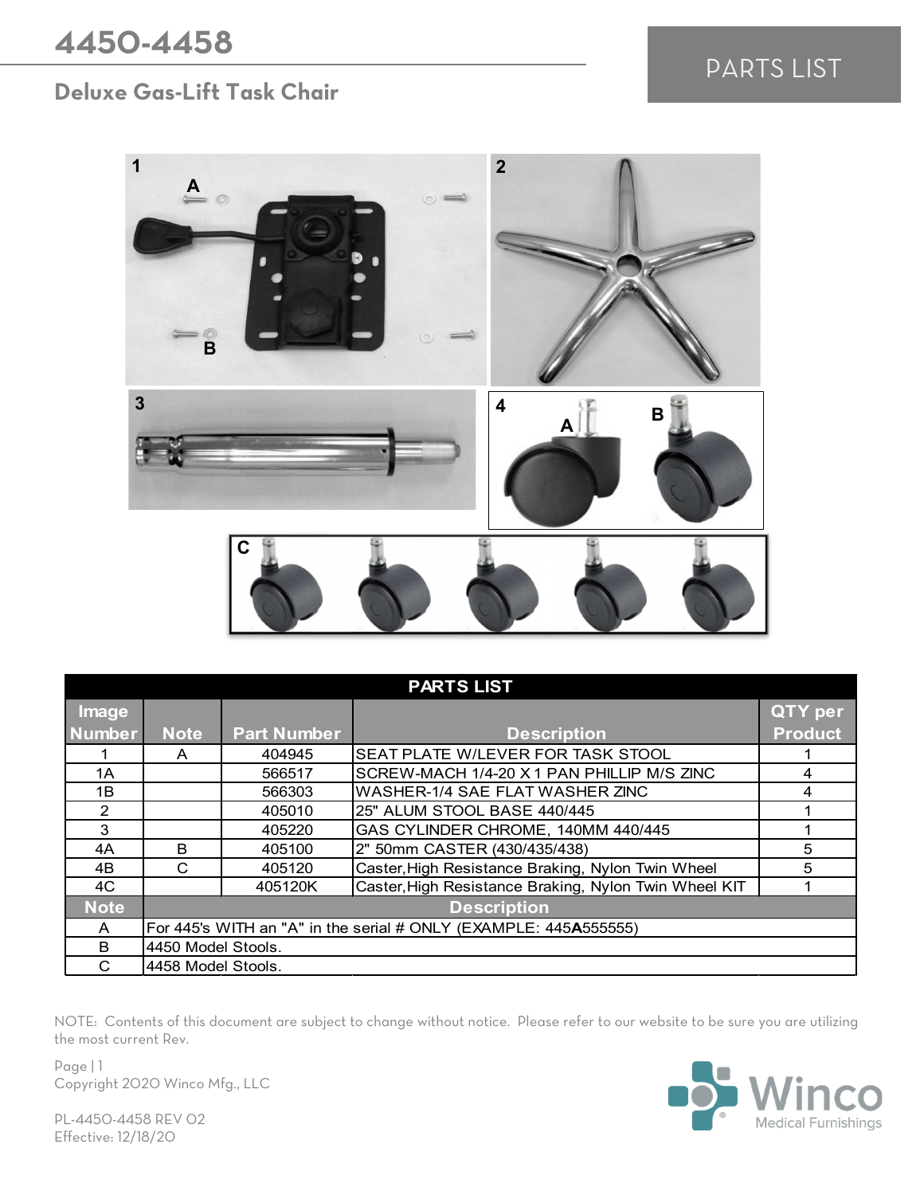# 4450-4458

## Deluxe Gas-Lift Task Chair

PARTS LIST

| Image Number | Note | Part Number | Description | QTY per Product |
|---|---|---|---|---|
| 1 | A | 404945 | SEAT PLATE W/LEVER FOR TASK STOOL | 1 |
| 1A | | 566517 | SCREW-MACH 1/4-20 X 1 PAN PHILLIP M/S ZINC | 4 |
| 1B | | 566303 | WASHER-1/4 SAE FLAT WASHER ZINC | 4 |
| 2 | | 405010 | 25" ALUM STOOL BASE 440/445 | 1 |
| 3 | | 405220 | GAS CYLINDER CHROME, 140MM 440/445 | 1 |
| 4A | B | 405100 | 2" 50mm CASTER (430/435/438) | 5 |
| 4B | C | 405120 | Caster,High Resistance Braking, Nylon Twin Wheel | 5 |
| 4C | | 405120K | Caster,High Resistance Braking, Nylon Twin Wheel KIT | 1 |

| Note | Description |
|---|---|
| A | For 445's WITH an "A" in the serial # ONLY (EXAMPLE: 445**A**555555) |
| B | 4450 Model Stools. |
| C | 4458 Model Stools. |

NOTE: Contents of this document are subject to change without notice. Please refer to our website to be sure you are utilizing the most current Rev.

Copyright 2020 Winco Mfg., LLC

PL-4450-4458 REV 02
Effective: 12/18/20

Winco Medical Furnishings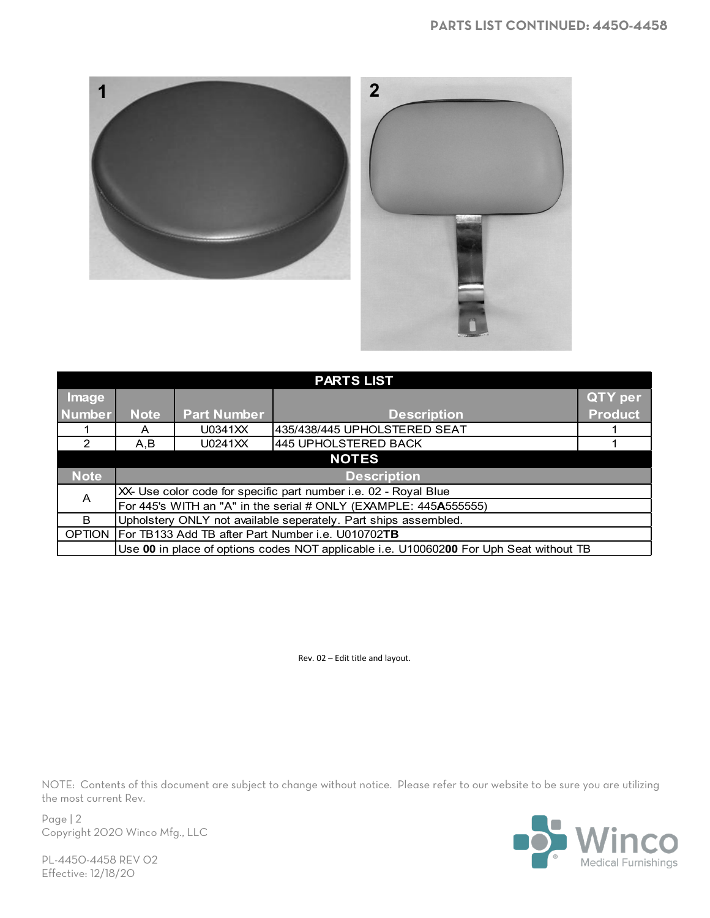# PARTS LIST CONTINUED: 4450-4458

1

2

| PARTS LIST | | | | |
|---|---|---|---|---|
| Image Number | Note | Part Number | Description | QTY per Product |
| 1 | A | U0341XX | 435/438/445 UPHOLSTERED SEAT | 1 |
| 2 | A,B | U0241XX | 445 UPHOLSTERED BACK | 1 |

| NOTES | |
|---|---|
| Note | Description |
| A | XX- Use color code for specific part number i.e. 02 - Royal Blue |
| | For 445's WITH an "A" in the serial # ONLY (EXAMPLE: 445**A**555555) |
| B | Upholstery ONLY not available seperately. Part ships assembled. |
| OPTION | For TB133 Add TB after Part Number i.e. U010702**TB** |
| | Use **00** in place of options codes NOT applicable i.e. U100602**00** For Uph Seat without TB |

Rev. 02 – Edit title and layout.

NOTE: Contents of this document are subject to change without notice. Please refer to our website to be sure you are utilizing the most current Rev.

Copyright 2020 Winco Mfg., LLC

PL-4450-4458 REV 02
Effective: 12/18/20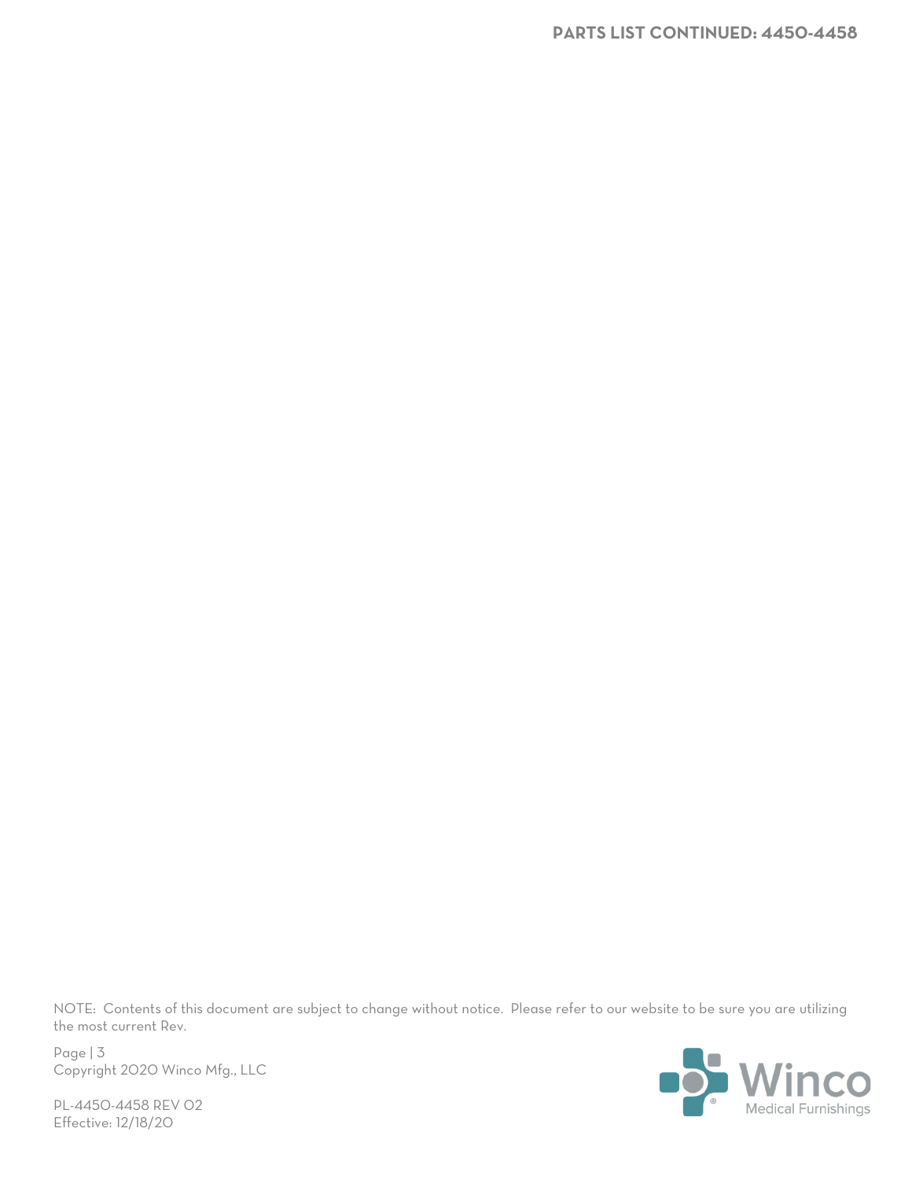## PARTS LIST CONTINUED: 4450-4458

NOTE: Contents of this document are subject to change without notice. Please refer to our website to be sure you are utilizing the most current Rev.

Copyright 2020 Winco Mfg., LLC

PL-4450-4458 REV 02
Effective: 12/18/20